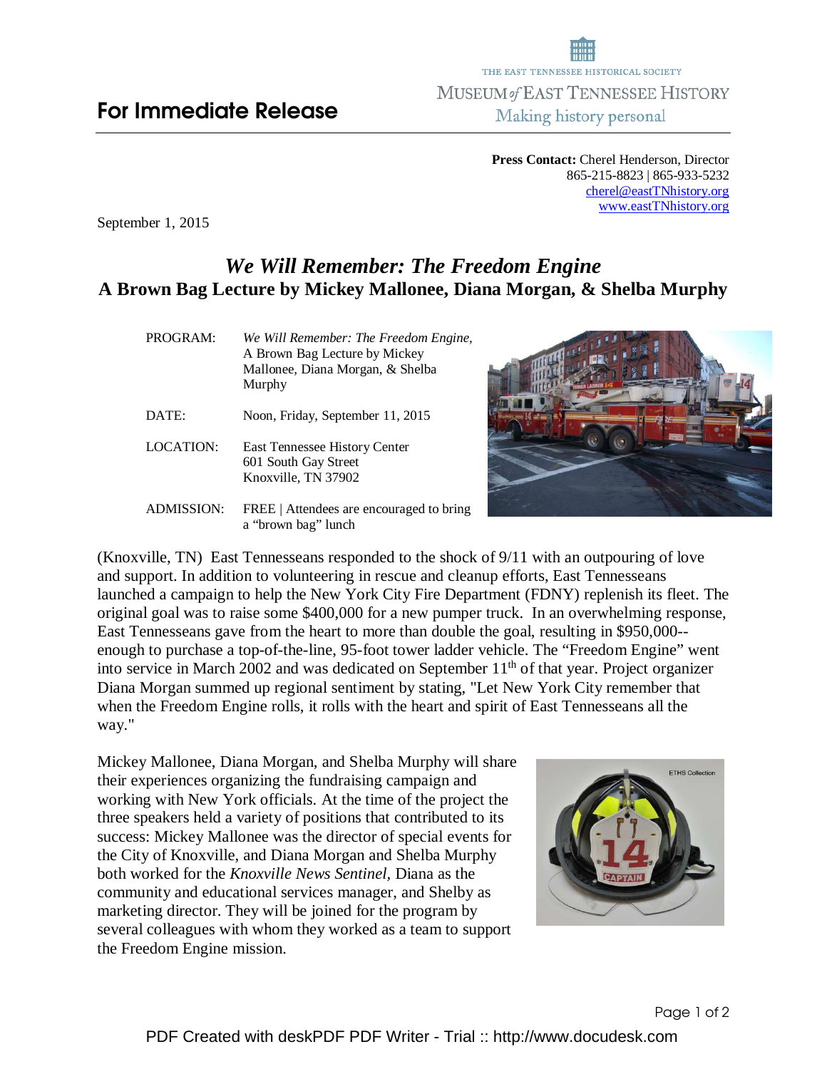THE EAST TENNESSEE HISTORICAL SOCIETY

MUSEUM of EAST TENNESSEE HISTORY

Making history personal

# For Immediate Release

**Press Contact:** Cherel Henderson, Director
865-215-8823 | 865-933-5232
cherel@eastTNhistory.org
www.eastTNhistory.org

September 1, 2015

## *We Will Remember: The Freedom Engine*
## A Brown Bag Lecture by Mickey Mallonee, Diana Morgan, & Shelba Murphy

| | |
|---|---|
| PROGRAM: | *We Will Remember: The Freedom Engine,* A Brown Bag Lecture by Mickey Mallonee, Diana Morgan, & Shelba Murphy |
| DATE: | Noon, Friday, September 11, 2015 |
| LOCATION: | East Tennessee History Center<br>601 South Gay Street<br>Knoxville, TN 37902 |
| ADMISSION: | FREE \| Attendees are encouraged to bring a "brown bag" lunch |

(Knoxville, TN) East Tennesseans responded to the shock of 9/11 with an outpouring of love and support. In addition to volunteering in rescue and cleanup efforts, East Tennesseans launched a campaign to help the New York City Fire Department (FDNY) replenish its fleet. The original goal was to raise some $400,000 for a new pumper truck. In an overwhelming response, East Tennesseans gave from the heart to more than double the goal, resulting in $950,000--enough to purchase a top-of-the-line, 95-foot tower ladder vehicle. The "Freedom Engine" went into service in March 2002 and was dedicated on September 11th of that year. Project organizer Diana Morgan summed up regional sentiment by stating, "Let New York City remember that when the Freedom Engine rolls, it rolls with the heart and spirit of East Tennesseans all the way."

Mickey Mallonee, Diana Morgan, and Shelba Murphy will share their experiences organizing the fundraising campaign and working with New York officials. At the time of the project the three speakers held a variety of positions that contributed to its success: Mickey Mallonee was the director of special events for the City of Knoxville, and Diana Morgan and Shelba Murphy both worked for the *Knoxville News Sentinel*, Diana as the community and educational services manager, and Shelby as marketing director. They will be joined for the program by several colleagues with whom they worked as a team to support the Freedom Engine mission.

PDF Created with deskPDF PDF Writer - Trial :: http://www.docudesk.com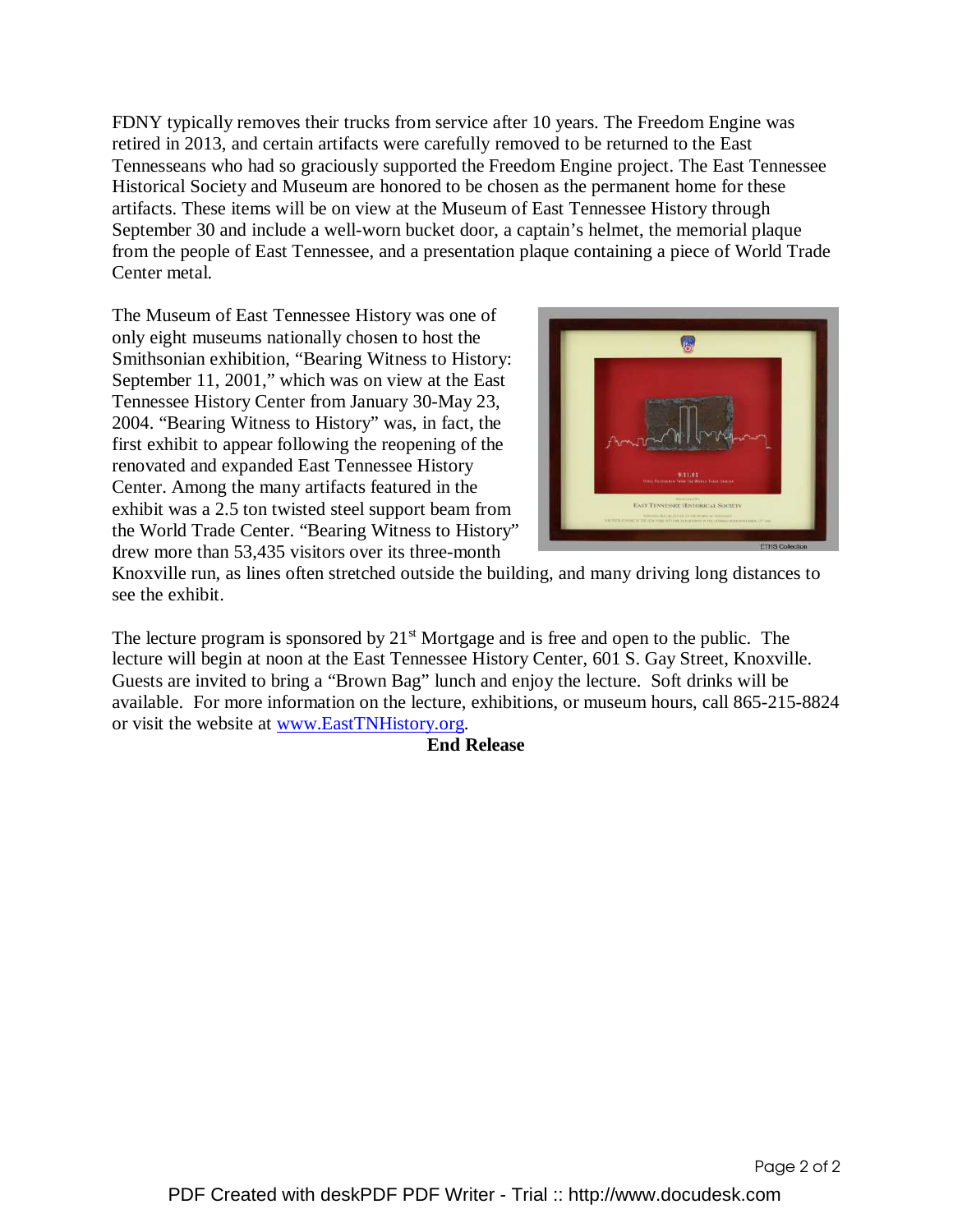FDNY typically removes their trucks from service after 10 years. The Freedom Engine was retired in 2013, and certain artifacts were carefully removed to be returned to the East Tennesseans who had so graciously supported the Freedom Engine project. The East Tennessee Historical Society and Museum are honored to be chosen as the permanent home for these artifacts. These items will be on view at the Museum of East Tennessee History through September 30 and include a well-worn bucket door, a captain's helmet, the memorial plaque from the people of East Tennessee, and a presentation plaque containing a piece of World Trade Center metal.

The Museum of East Tennessee History was one of only eight museums nationally chosen to host the Smithsonian exhibition, "Bearing Witness to History: September 11, 2001," which was on view at the East Tennessee History Center from January 30-May 23, 2004. "Bearing Witness to History" was, in fact, the first exhibit to appear following the reopening of the renovated and expanded East Tennessee History Center. Among the many artifacts featured in the exhibit was a 2.5 ton twisted steel support beam from the World Trade Center. "Bearing Witness to History" drew more than 53,435 visitors over its three-month Knoxville run, as lines often stretched outside the building, and many driving long distances to see the exhibit.

ETHS Collection

The lecture program is sponsored by 21st Mortgage and is free and open to the public. The lecture will begin at noon at the East Tennessee History Center, 601 S. Gay Street, Knoxville. Guests are invited to bring a "Brown Bag" lunch and enjoy the lecture. Soft drinks will be available. For more information on the lecture, exhibitions, or museum hours, call 865-215-8824 or visit the website at www.EastTNHistory.org.

**End Release**